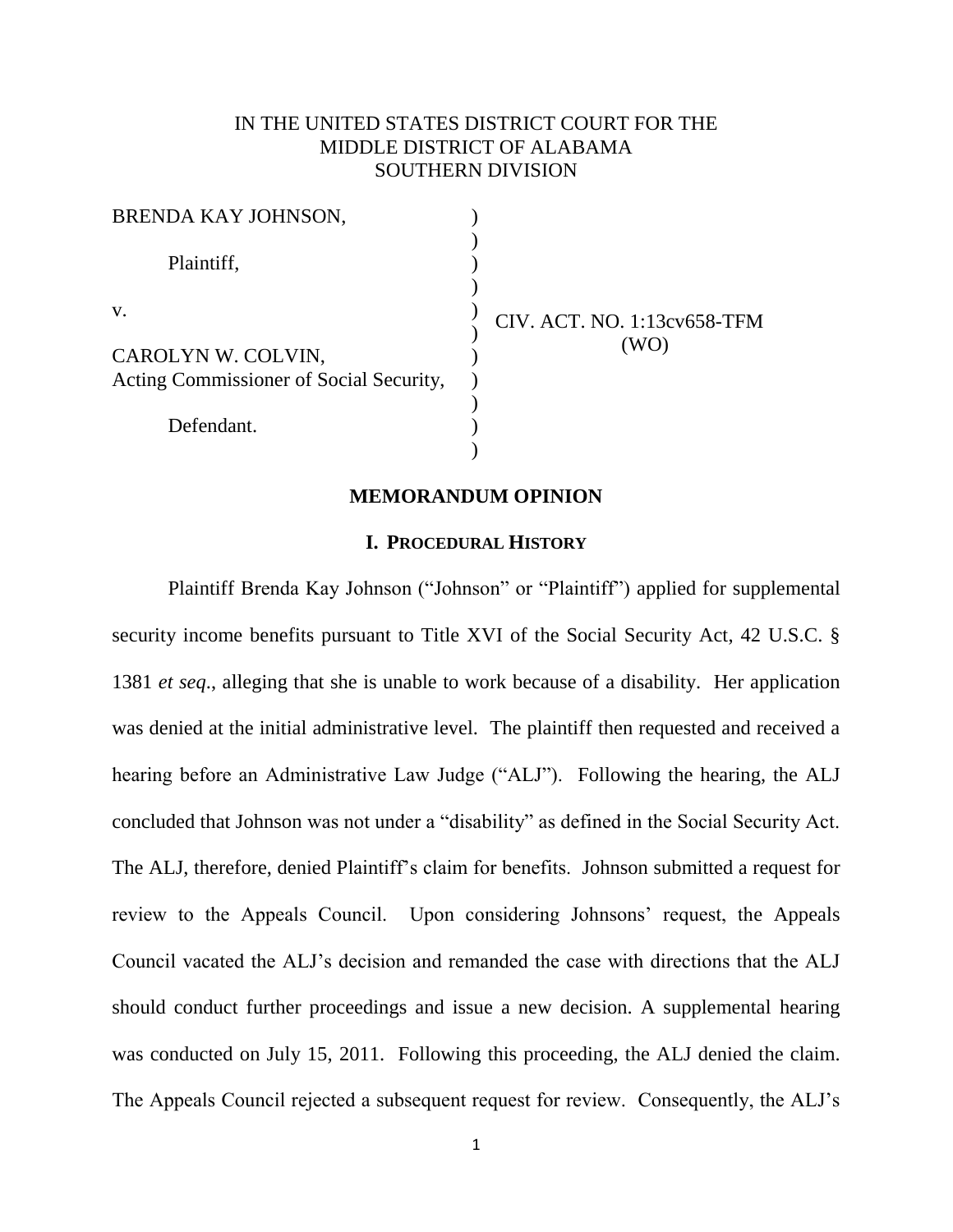IN THE UNITED STATES DISTRICT COURT FOR THE
MIDDLE DISTRICT OF ALABAMA
SOUTHERN DIVISION

BRENDA KAY JOHNSON,

Plaintiff,

v.

CAROLYN W. COLVIN,
Acting Commissioner of Social Security,

Defendant.

CIV. ACT. NO. 1:13cv658-TFM
(WO)

## MEMORANDUM OPINION

### I. PROCEDURAL HISTORY

Plaintiff Brenda Kay Johnson ("Johnson" or "Plaintiff") applied for supplemental security income benefits pursuant to Title XVI of the Social Security Act, 42 U.S.C. § 1381 *et seq*., alleging that she is unable to work because of a disability. Her application was denied at the initial administrative level. The plaintiff then requested and received a hearing before an Administrative Law Judge ("ALJ"). Following the hearing, the ALJ concluded that Johnson was not under a "disability" as defined in the Social Security Act. The ALJ, therefore, denied Plaintiff's claim for benefits. Johnson submitted a request for review to the Appeals Council. Upon considering Johnsons' request, the Appeals Council vacated the ALJ's decision and remanded the case with directions that the ALJ should conduct further proceedings and issue a new decision. A supplemental hearing was conducted on July 15, 2011. Following this proceeding, the ALJ denied the claim. The Appeals Council rejected a subsequent request for review. Consequently, the ALJ's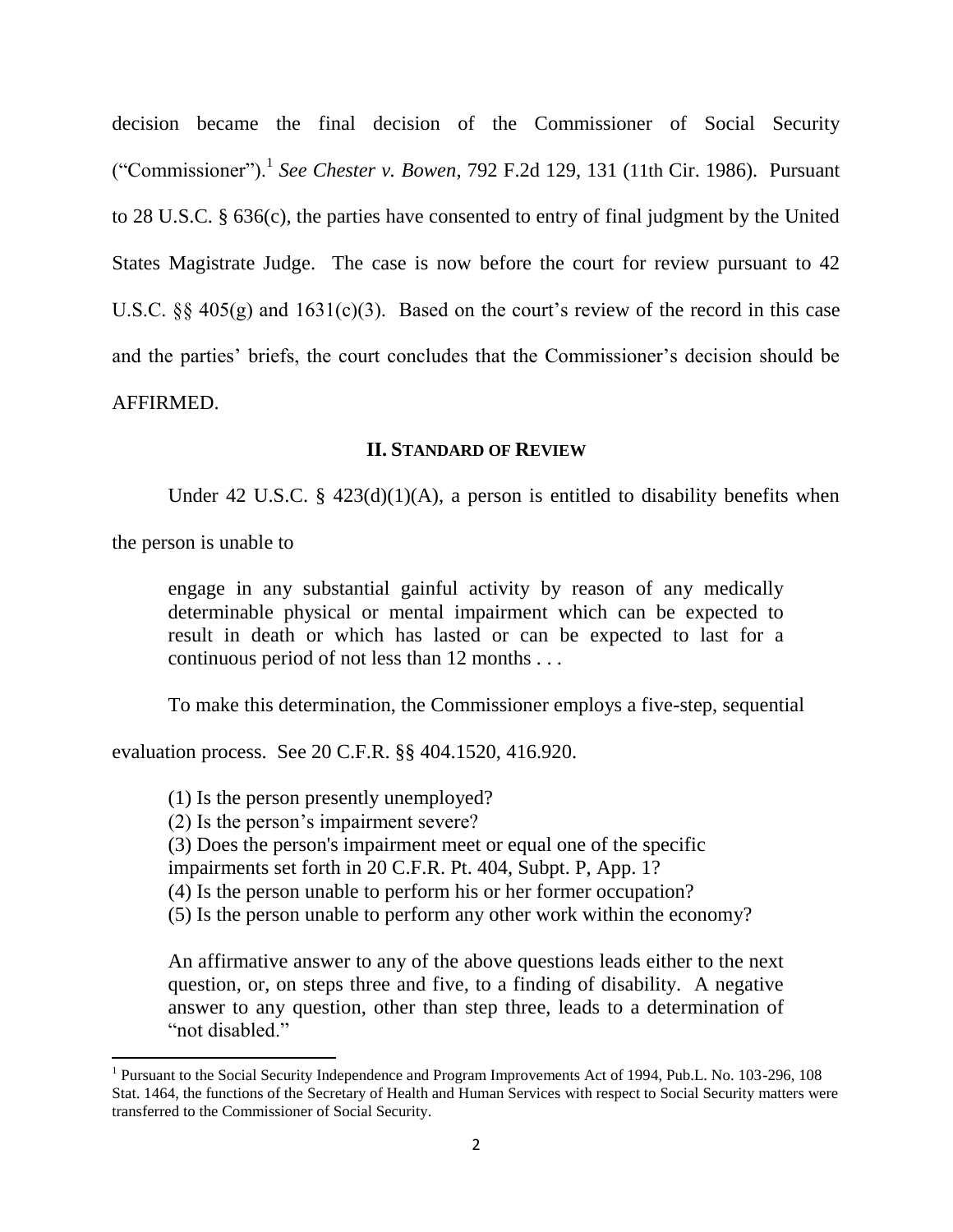decision became the final decision of the Commissioner of Social Security ("Commissioner").[1] *See Chester v. Bowen*, 792 F.2d 129, 131 (11th Cir. 1986). Pursuant to 28 U.S.C. § 636(c), the parties have consented to entry of final judgment by the United States Magistrate Judge. The case is now before the court for review pursuant to 42 U.S.C. §§ 405(g) and 1631(c)(3). Based on the court's review of the record in this case and the parties' briefs, the court concludes that the Commissioner's decision should be AFFIRMED.

## II. STANDARD OF REVIEW

Under 42 U.S.C. § 423(d)(1)(A), a person is entitled to disability benefits when the person is unable to

> engage in any substantial gainful activity by reason of any medically determinable physical or mental impairment which can be expected to result in death or which has lasted or can be expected to last for a continuous period of not less than 12 months . . .

To make this determination, the Commissioner employs a five-step, sequential evaluation process. See 20 C.F.R. §§ 404.1520, 416.920.

> (1) Is the person presently unemployed?
> (2) Is the person's impairment severe?
> (3) Does the person's impairment meet or equal one of the specific impairments set forth in 20 C.F.R. Pt. 404, Subpt. P, App. 1?
> (4) Is the person unable to perform his or her former occupation?
> (5) Is the person unable to perform any other work within the economy?
>
> An affirmative answer to any of the above questions leads either to the next question, or, on steps three and five, to a finding of disability. A negative answer to any question, other than step three, leads to a determination of "not disabled."

[1] Pursuant to the Social Security Independence and Program Improvements Act of 1994, Pub.L. No. 103-296, 108 Stat. 1464, the functions of the Secretary of Health and Human Services with respect to Social Security matters were transferred to the Commissioner of Social Security.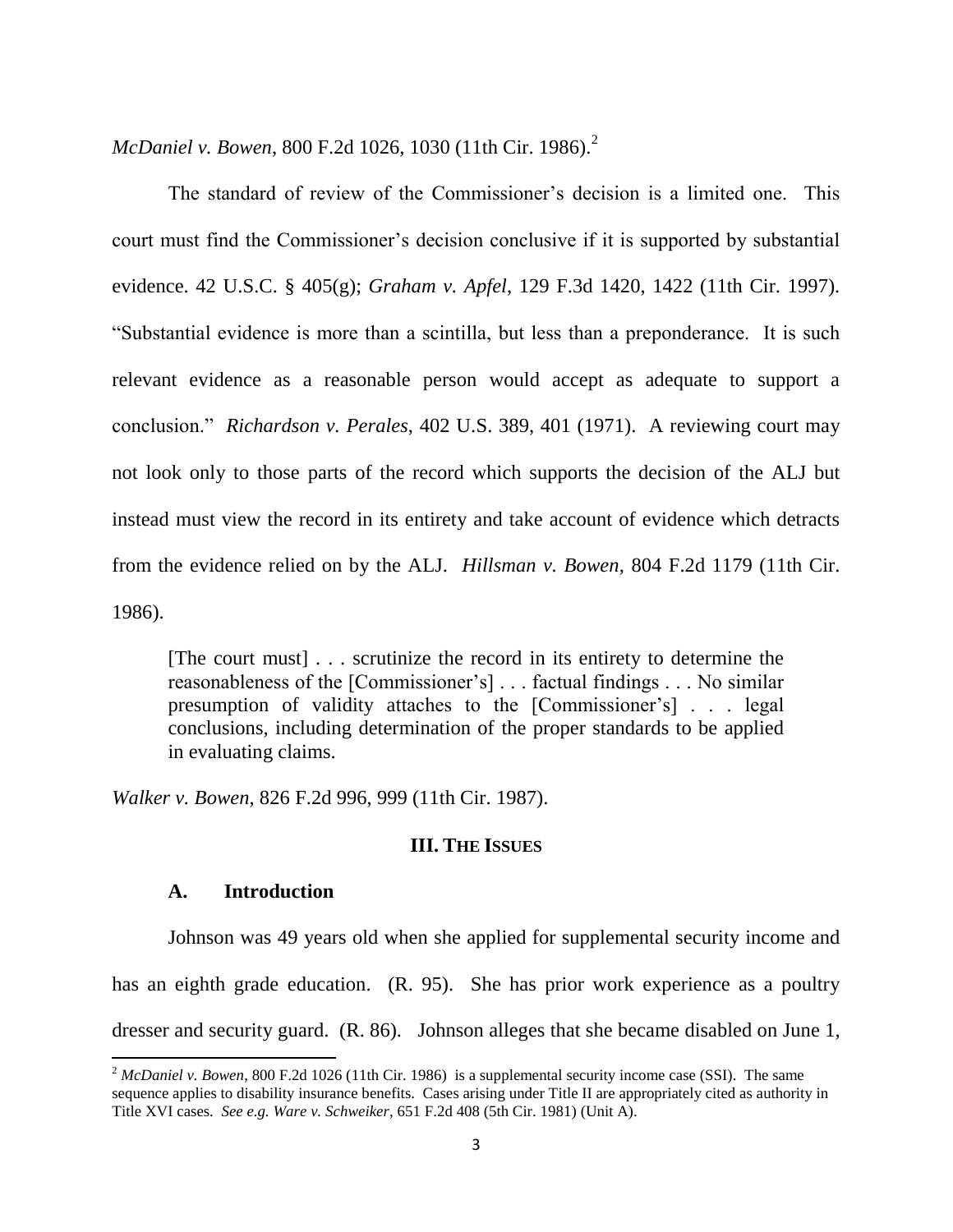*McDaniel v. Bowen*, 800 F.2d 1026, 1030 (11th Cir. 1986).[2]

The standard of review of the Commissioner's decision is a limited one. This court must find the Commissioner's decision conclusive if it is supported by substantial evidence. 42 U.S.C. § 405(g); *Graham v. Apfel*, 129 F.3d 1420, 1422 (11th Cir. 1997). "Substantial evidence is more than a scintilla, but less than a preponderance. It is such relevant evidence as a reasonable person would accept as adequate to support a conclusion." *Richardson v. Perales*, 402 U.S. 389, 401 (1971). A reviewing court may not look only to those parts of the record which supports the decision of the ALJ but instead must view the record in its entirety and take account of evidence which detracts from the evidence relied on by the ALJ. *Hillsman v. Bowen*, 804 F.2d 1179 (11th Cir. 1986).

> [The court must] . . . scrutinize the record in its entirety to determine the reasonableness of the [Commissioner's] . . . factual findings . . . No similar presumption of validity attaches to the [Commissioner's] . . . legal conclusions, including determination of the proper standards to be applied in evaluating claims.

*Walker v. Bowen*, 826 F.2d 996, 999 (11th Cir. 1987).

## III. THE ISSUES

### A. Introduction

Johnson was 49 years old when she applied for supplemental security income and has an eighth grade education. (R. 95). She has prior work experience as a poultry dresser and security guard. (R. 86). Johnson alleges that she became disabled on June 1,

---

[2] *McDaniel v. Bowen*, 800 F.2d 1026 (11th Cir. 1986) is a supplemental security income case (SSI). The same sequence applies to disability insurance benefits. Cases arising under Title II are appropriately cited as authority in Title XVI cases. *See e.g. Ware v. Schweiker*, 651 F.2d 408 (5th Cir. 1981) (Unit A).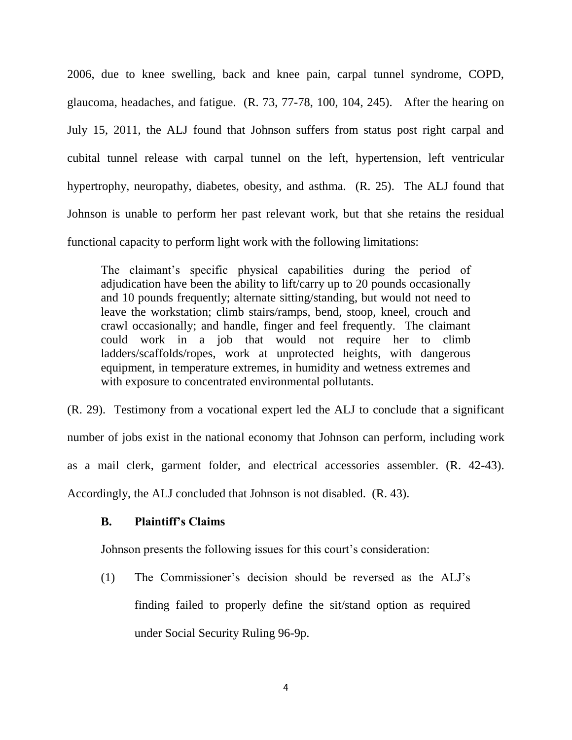2006, due to knee swelling, back and knee pain, carpal tunnel syndrome, COPD, glaucoma, headaches, and fatigue. (R. 73, 77-78, 100, 104, 245). After the hearing on July 15, 2011, the ALJ found that Johnson suffers from status post right carpal and cubital tunnel release with carpal tunnel on the left, hypertension, left ventricular hypertrophy, neuropathy, diabetes, obesity, and asthma. (R. 25). The ALJ found that Johnson is unable to perform her past relevant work, but that she retains the residual functional capacity to perform light work with the following limitations:

> The claimant's specific physical capabilities during the period of adjudication have been the ability to lift/carry up to 20 pounds occasionally and 10 pounds frequently; alternate sitting/standing, but would not need to leave the workstation; climb stairs/ramps, bend, stoop, kneel, crouch and crawl occasionally; and handle, finger and feel frequently. The claimant could work in a job that would not require her to climb ladders/scaffolds/ropes, work at unprotected heights, with dangerous equipment, in temperature extremes, in humidity and wetness extremes and with exposure to concentrated environmental pollutants.

(R. 29). Testimony from a vocational expert led the ALJ to conclude that a significant number of jobs exist in the national economy that Johnson can perform, including work as a mail clerk, garment folder, and electrical accessories assembler. (R. 42-43). Accordingly, the ALJ concluded that Johnson is not disabled. (R. 43).

### B. Plaintiff's Claims

Johnson presents the following issues for this court's consideration:

(1) The Commissioner's decision should be reversed as the ALJ's finding failed to properly define the sit/stand option as required under Social Security Ruling 96-9p.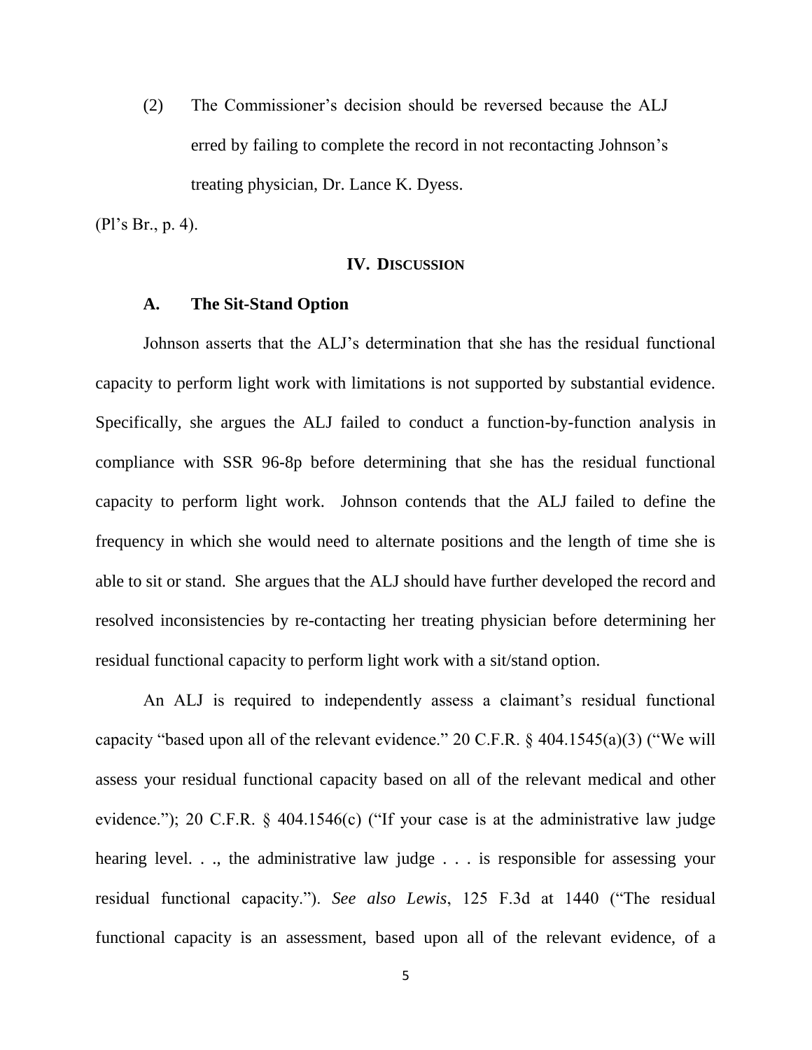(2) The Commissioner's decision should be reversed because the ALJ erred by failing to complete the record in not recontacting Johnson's treating physician, Dr. Lance K. Dyess.

(Pl's Br., p. 4).

## IV. DISCUSSION

### A. The Sit-Stand Option

Johnson asserts that the ALJ's determination that she has the residual functional capacity to perform light work with limitations is not supported by substantial evidence. Specifically, she argues the ALJ failed to conduct a function-by-function analysis in compliance with SSR 96-8p before determining that she has the residual functional capacity to perform light work. Johnson contends that the ALJ failed to define the frequency in which she would need to alternate positions and the length of time she is able to sit or stand. She argues that the ALJ should have further developed the record and resolved inconsistencies by re-contacting her treating physician before determining her residual functional capacity to perform light work with a sit/stand option.

An ALJ is required to independently assess a claimant's residual functional capacity "based upon all of the relevant evidence." 20 C.F.R. § 404.1545(a)(3) ("We will assess your residual functional capacity based on all of the relevant medical and other evidence."); 20 C.F.R. § 404.1546(c) ("If your case is at the administrative law judge hearing level. . ., the administrative law judge . . . is responsible for assessing your residual functional capacity."). *See also Lewis*, 125 F.3d at 1440 ("The residual functional capacity is an assessment, based upon all of the relevant evidence, of a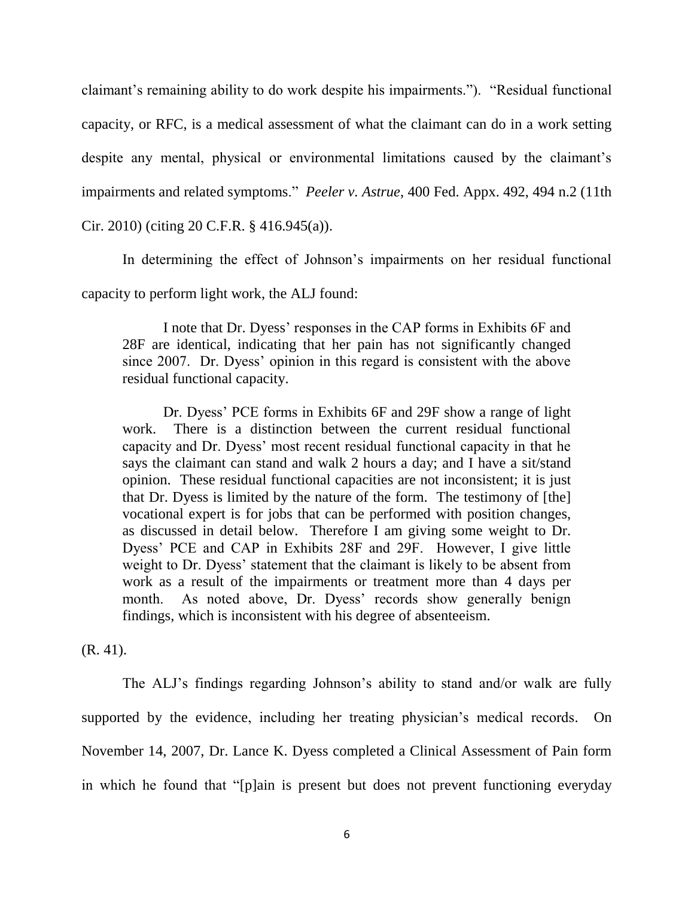claimant's remaining ability to do work despite his impairments."). "Residual functional capacity, or RFC, is a medical assessment of what the claimant can do in a work setting despite any mental, physical or environmental limitations caused by the claimant's impairments and related symptoms." *Peeler v. Astrue*, 400 Fed. Appx. 492, 494 n.2 (11th Cir. 2010) (citing 20 C.F.R. § 416.945(a)).

In determining the effect of Johnson's impairments on her residual functional capacity to perform light work, the ALJ found:

> I note that Dr. Dyess' responses in the CAP forms in Exhibits 6F and 28F are identical, indicating that her pain has not significantly changed since 2007. Dr. Dyess' opinion in this regard is consistent with the above residual functional capacity.
>
> Dr. Dyess' PCE forms in Exhibits 6F and 29F show a range of light work. There is a distinction between the current residual functional capacity and Dr. Dyess' most recent residual functional capacity in that he says the claimant can stand and walk 2 hours a day; and I have a sit/stand opinion. These residual functional capacities are not inconsistent; it is just that Dr. Dyess is limited by the nature of the form. The testimony of [the] vocational expert is for jobs that can be performed with position changes, as discussed in detail below. Therefore I am giving some weight to Dr. Dyess' PCE and CAP in Exhibits 28F and 29F. However, I give little weight to Dr. Dyess' statement that the claimant is likely to be absent from work as a result of the impairments or treatment more than 4 days per month. As noted above, Dr. Dyess' records show generally benign findings, which is inconsistent with his degree of absenteeism.

(R. 41).

The ALJ's findings regarding Johnson's ability to stand and/or walk are fully supported by the evidence, including her treating physician's medical records. On November 14, 2007, Dr. Lance K. Dyess completed a Clinical Assessment of Pain form in which he found that "[p]ain is present but does not prevent functioning everyday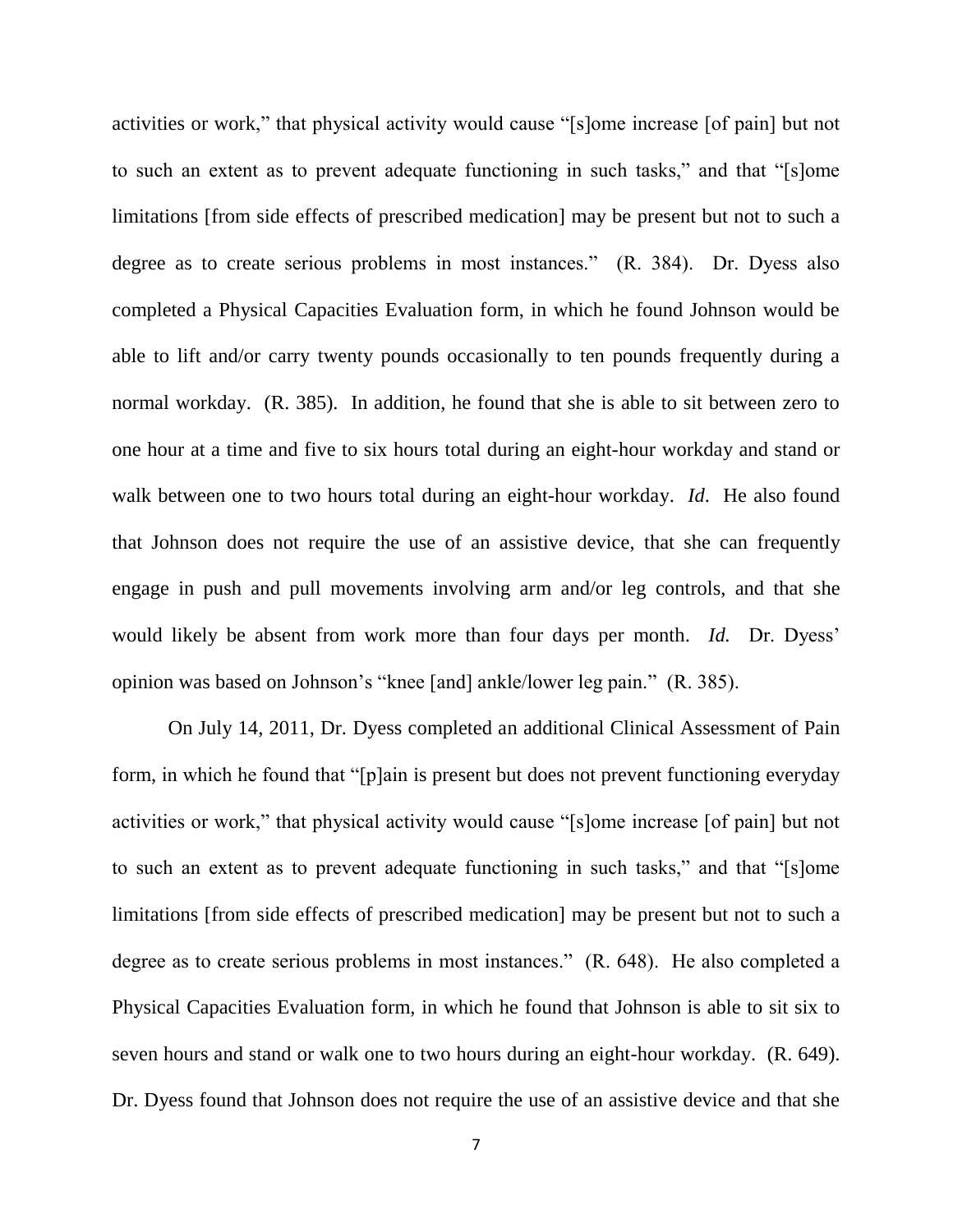activities or work," that physical activity would cause "[s]ome increase [of pain] but not to such an extent as to prevent adequate functioning in such tasks," and that "[s]ome limitations [from side effects of prescribed medication] may be present but not to such a degree as to create serious problems in most instances." (R. 384). Dr. Dyess also completed a Physical Capacities Evaluation form, in which he found Johnson would be able to lift and/or carry twenty pounds occasionally to ten pounds frequently during a normal workday. (R. 385). In addition, he found that she is able to sit between zero to one hour at a time and five to six hours total during an eight-hour workday and stand or walk between one to two hours total during an eight-hour workday. *Id*. He also found that Johnson does not require the use of an assistive device, that she can frequently engage in push and pull movements involving arm and/or leg controls, and that she would likely be absent from work more than four days per month. *Id.* Dr. Dyess' opinion was based on Johnson's "knee [and] ankle/lower leg pain." (R. 385).

On July 14, 2011, Dr. Dyess completed an additional Clinical Assessment of Pain form, in which he found that "[p]ain is present but does not prevent functioning everyday activities or work," that physical activity would cause "[s]ome increase [of pain] but not to such an extent as to prevent adequate functioning in such tasks," and that "[s]ome limitations [from side effects of prescribed medication] may be present but not to such a degree as to create serious problems in most instances." (R. 648). He also completed a Physical Capacities Evaluation form, in which he found that Johnson is able to sit six to seven hours and stand or walk one to two hours during an eight-hour workday. (R. 649). Dr. Dyess found that Johnson does not require the use of an assistive device and that she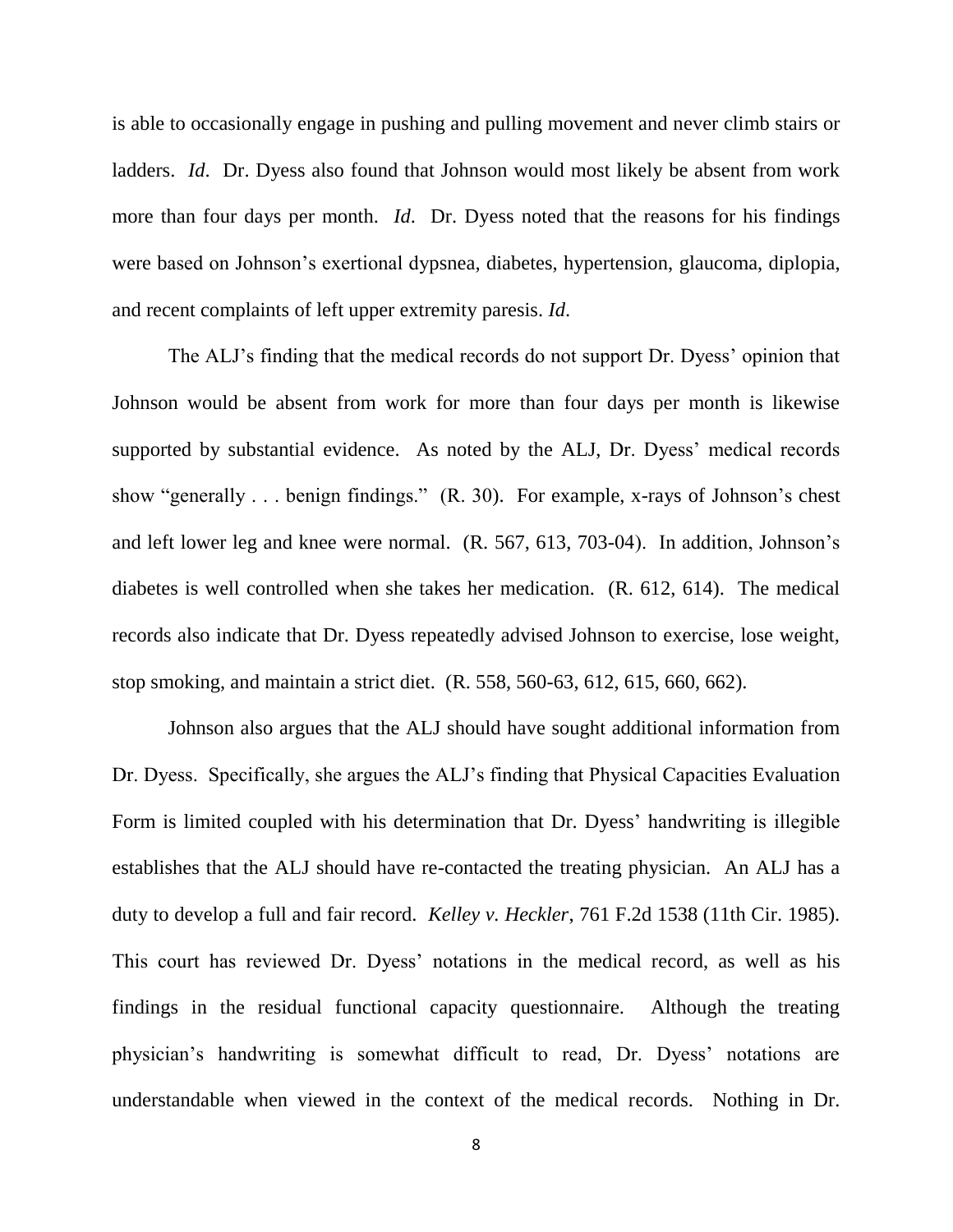is able to occasionally engage in pushing and pulling movement and never climb stairs or ladders. *Id*. Dr. Dyess also found that Johnson would most likely be absent from work more than four days per month. *Id*. Dr. Dyess noted that the reasons for his findings were based on Johnson's exertional dypsnea, diabetes, hypertension, glaucoma, diplopia, and recent complaints of left upper extremity paresis. *Id.*

The ALJ's finding that the medical records do not support Dr. Dyess' opinion that Johnson would be absent from work for more than four days per month is likewise supported by substantial evidence. As noted by the ALJ, Dr. Dyess' medical records show "generally . . . benign findings." (R. 30). For example, x-rays of Johnson's chest and left lower leg and knee were normal. (R. 567, 613, 703-04). In addition, Johnson's diabetes is well controlled when she takes her medication. (R. 612, 614). The medical records also indicate that Dr. Dyess repeatedly advised Johnson to exercise, lose weight, stop smoking, and maintain a strict diet. (R. 558, 560-63, 612, 615, 660, 662).

Johnson also argues that the ALJ should have sought additional information from Dr. Dyess. Specifically, she argues the ALJ's finding that Physical Capacities Evaluation Form is limited coupled with his determination that Dr. Dyess' handwriting is illegible establishes that the ALJ should have re-contacted the treating physician. An ALJ has a duty to develop a full and fair record. *Kelley v. Heckler*, 761 F.2d 1538 (11th Cir. 1985). This court has reviewed Dr. Dyess' notations in the medical record, as well as his findings in the residual functional capacity questionnaire. Although the treating physician's handwriting is somewhat difficult to read, Dr. Dyess' notations are understandable when viewed in the context of the medical records. Nothing in Dr.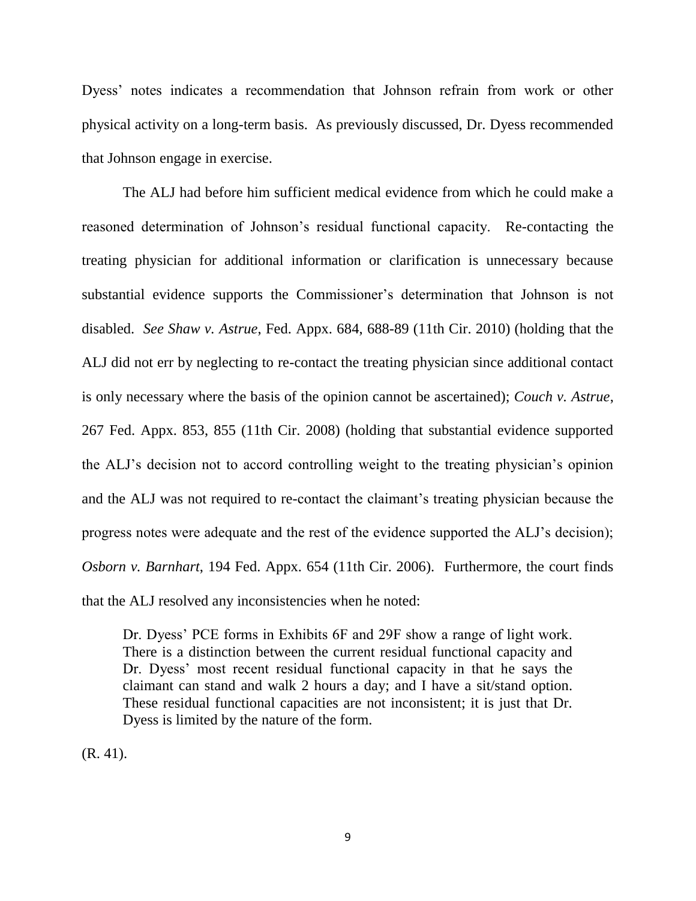Dyess' notes indicates a recommendation that Johnson refrain from work or other physical activity on a long-term basis. As previously discussed, Dr. Dyess recommended that Johnson engage in exercise.

The ALJ had before him sufficient medical evidence from which he could make a reasoned determination of Johnson's residual functional capacity. Re-contacting the treating physician for additional information or clarification is unnecessary because substantial evidence supports the Commissioner's determination that Johnson is not disabled. *See Shaw v. Astrue*, Fed. Appx. 684, 688-89 (11th Cir. 2010) (holding that the ALJ did not err by neglecting to re-contact the treating physician since additional contact is only necessary where the basis of the opinion cannot be ascertained); *Couch v. Astrue*, 267 Fed. Appx. 853, 855 (11th Cir. 2008) (holding that substantial evidence supported the ALJ's decision not to accord controlling weight to the treating physician's opinion and the ALJ was not required to re-contact the claimant's treating physician because the progress notes were adequate and the rest of the evidence supported the ALJ's decision); *Osborn v. Barnhart*, 194 Fed. Appx. 654 (11th Cir. 2006). Furthermore, the court finds that the ALJ resolved any inconsistencies when he noted:

> Dr. Dyess' PCE forms in Exhibits 6F and 29F show a range of light work. There is a distinction between the current residual functional capacity and Dr. Dyess' most recent residual functional capacity in that he says the claimant can stand and walk 2 hours a day; and I have a sit/stand option. These residual functional capacities are not inconsistent; it is just that Dr. Dyess is limited by the nature of the form.

(R. 41).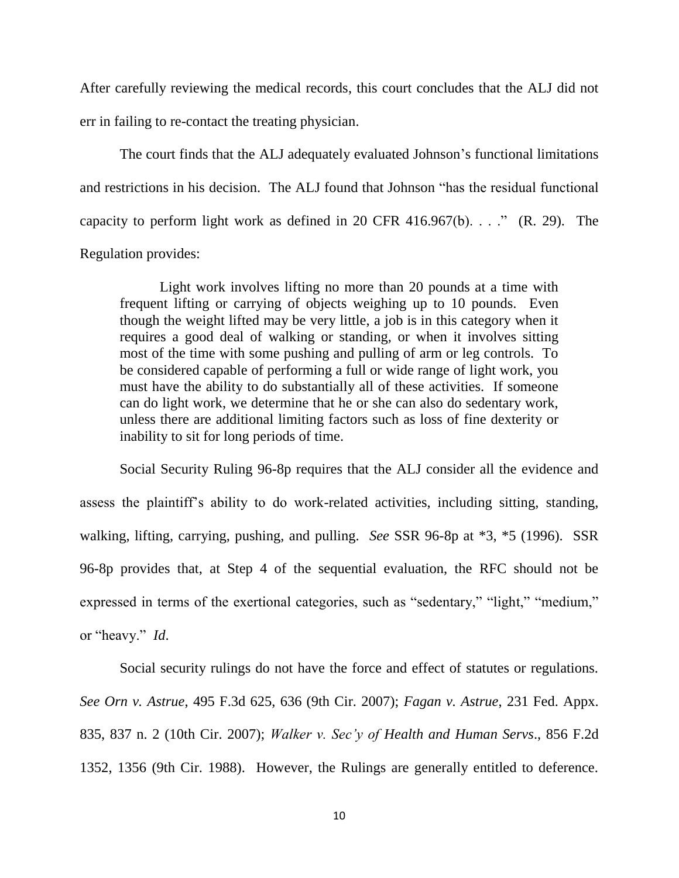After carefully reviewing the medical records, this court concludes that the ALJ did not err in failing to re-contact the treating physician.

The court finds that the ALJ adequately evaluated Johnson's functional limitations and restrictions in his decision. The ALJ found that Johnson "has the residual functional capacity to perform light work as defined in 20 CFR 416.967(b). . . ." (R. 29). The Regulation provides:

> Light work involves lifting no more than 20 pounds at a time with frequent lifting or carrying of objects weighing up to 10 pounds. Even though the weight lifted may be very little, a job is in this category when it requires a good deal of walking or standing, or when it involves sitting most of the time with some pushing and pulling of arm or leg controls. To be considered capable of performing a full or wide range of light work, you must have the ability to do substantially all of these activities. If someone can do light work, we determine that he or she can also do sedentary work, unless there are additional limiting factors such as loss of fine dexterity or inability to sit for long periods of time.

Social Security Ruling 96-8p requires that the ALJ consider all the evidence and assess the plaintiff's ability to do work-related activities, including sitting, standing, walking, lifting, carrying, pushing, and pulling. *See* SSR 96-8p at *3, *5 (1996). SSR 96-8p provides that, at Step 4 of the sequential evaluation, the RFC should not be expressed in terms of the exertional categories, such as "sedentary," "light," "medium," or "heavy." *Id.*

Social security rulings do not have the force and effect of statutes or regulations. *See Orn v. Astrue*, 495 F.3d 625, 636 (9th Cir. 2007); *Fagan v. Astrue*, 231 Fed. Appx. 835, 837 n. 2 (10th Cir. 2007); *Walker v. Sec'y of Health and Human Servs*., 856 F.2d 1352, 1356 (9th Cir. 1988). However, the Rulings are generally entitled to deference.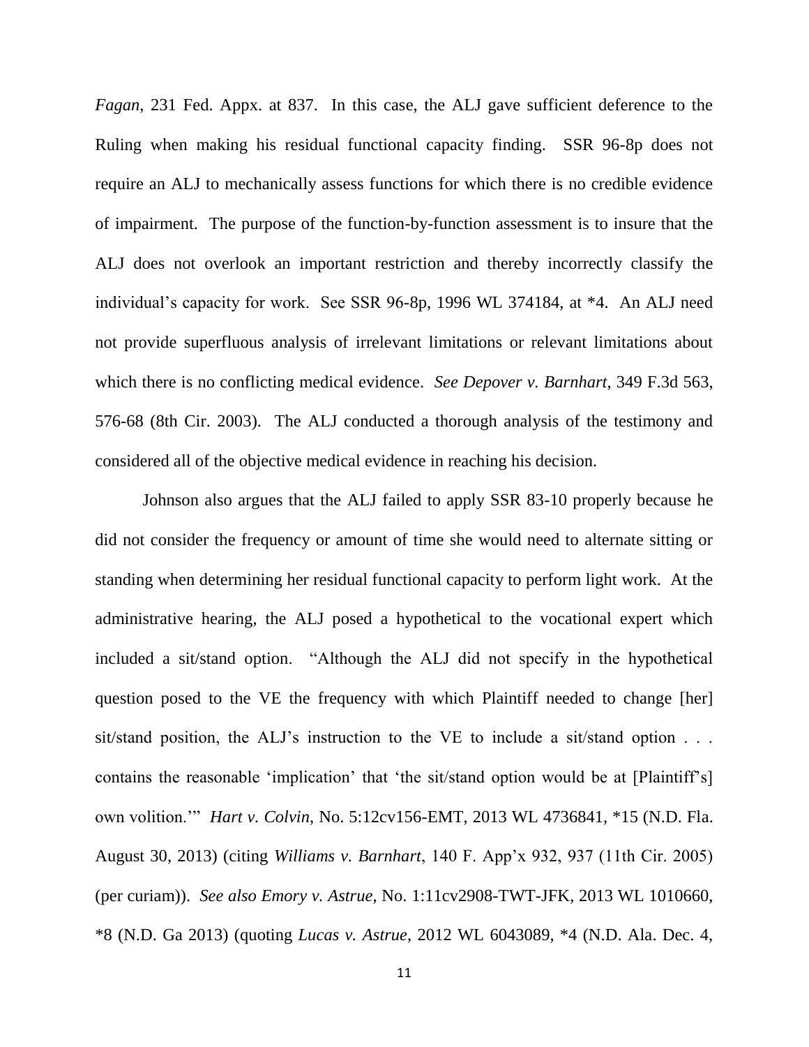*Fagan*, 231 Fed. Appx. at 837. In this case, the ALJ gave sufficient deference to the Ruling when making his residual functional capacity finding. SSR 96-8p does not require an ALJ to mechanically assess functions for which there is no credible evidence of impairment. The purpose of the function-by-function assessment is to insure that the ALJ does not overlook an important restriction and thereby incorrectly classify the individual's capacity for work. See SSR 96-8p, 1996 WL 374184, at *4. An ALJ need not provide superfluous analysis of irrelevant limitations or relevant limitations about which there is no conflicting medical evidence. *See Depover v. Barnhart*, 349 F.3d 563, 576-68 (8th Cir. 2003). The ALJ conducted a thorough analysis of the testimony and considered all of the objective medical evidence in reaching his decision.

Johnson also argues that the ALJ failed to apply SSR 83-10 properly because he did not consider the frequency or amount of time she would need to alternate sitting or standing when determining her residual functional capacity to perform light work. At the administrative hearing, the ALJ posed a hypothetical to the vocational expert which included a sit/stand option. "Although the ALJ did not specify in the hypothetical question posed to the VE the frequency with which Plaintiff needed to change [her] sit/stand position, the ALJ's instruction to the VE to include a sit/stand option . . . contains the reasonable 'implication' that 'the sit/stand option would be at [Plaintiff's] own volition.'" *Hart v. Colvin*, No. 5:12cv156-EMT, 2013 WL 4736841, *15 (N.D. Fla. August 30, 2013) (citing *Williams v. Barnhart*, 140 F. App'x 932, 937 (11th Cir. 2005) (per curiam)). *See also Emory v. Astrue*, No. 1:11cv2908-TWT-JFK, 2013 WL 1010660, *8 (N.D. Ga 2013) (quoting *Lucas v. Astrue*, 2012 WL 6043089, *4 (N.D. Ala. Dec. 4,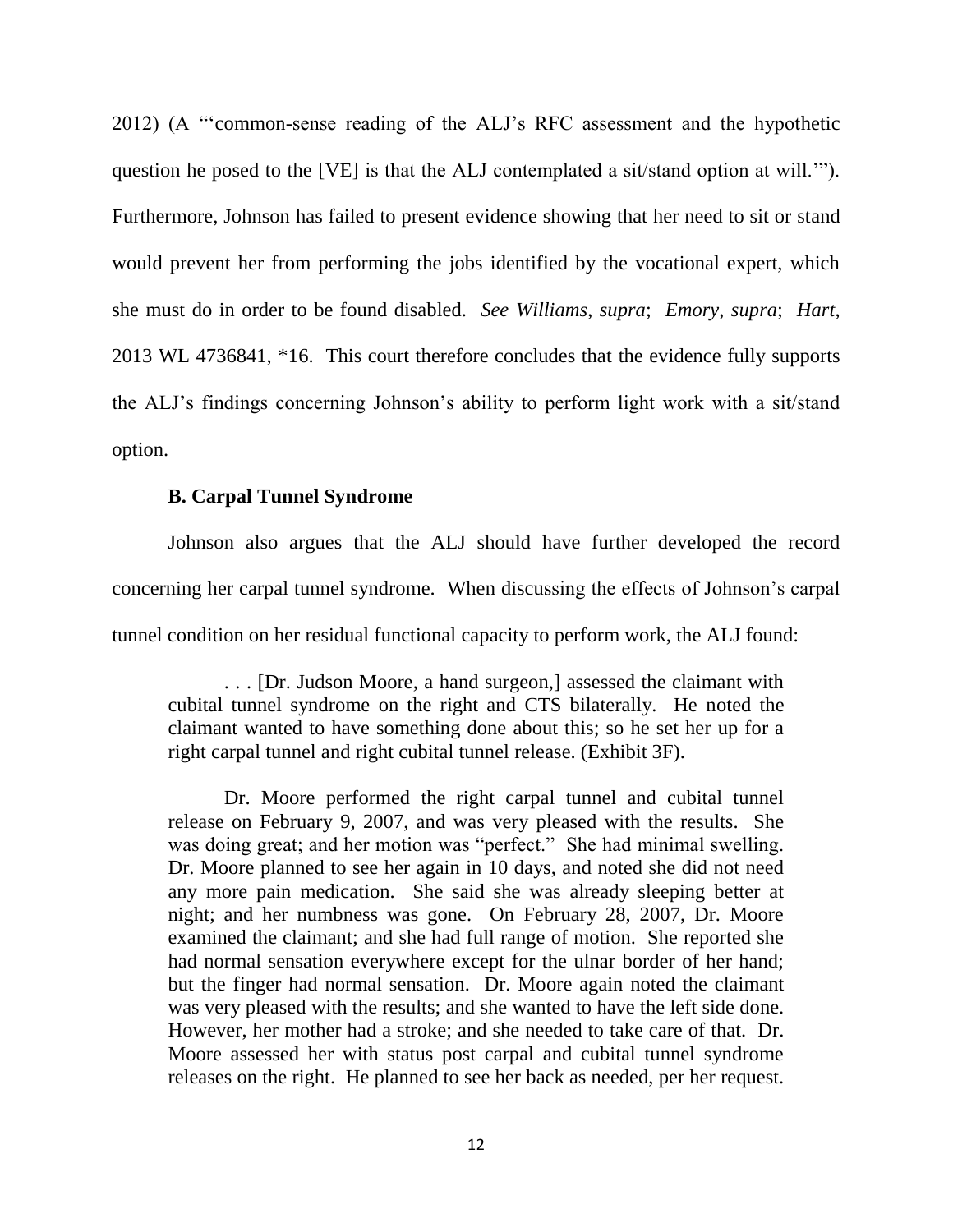2012) (A "'common-sense reading of the ALJ's RFC assessment and the hypothetic question he posed to the [VE] is that the ALJ contemplated a sit/stand option at will.'"). Furthermore, Johnson has failed to present evidence showing that her need to sit or stand would prevent her from performing the jobs identified by the vocational expert, which she must do in order to be found disabled. *See Williams*, *supra*; *Emory*, *supra*; *Hart*, 2013 WL 4736841, *16. This court therefore concludes that the evidence fully supports the ALJ's findings concerning Johnson's ability to perform light work with a sit/stand option.

### B. Carpal Tunnel Syndrome

Johnson also argues that the ALJ should have further developed the record concerning her carpal tunnel syndrome. When discussing the effects of Johnson's carpal tunnel condition on her residual functional capacity to perform work, the ALJ found:

> . . . [Dr. Judson Moore, a hand surgeon,] assessed the claimant with cubital tunnel syndrome on the right and CTS bilaterally. He noted the claimant wanted to have something done about this; so he set her up for a right carpal tunnel and right cubital tunnel release. (Exhibit 3F).
>
> Dr. Moore performed the right carpal tunnel and cubital tunnel release on February 9, 2007, and was very pleased with the results. She was doing great; and her motion was "perfect." She had minimal swelling. Dr. Moore planned to see her again in 10 days, and noted she did not need any more pain medication. She said she was already sleeping better at night; and her numbness was gone. On February 28, 2007, Dr. Moore examined the claimant; and she had full range of motion. She reported she had normal sensation everywhere except for the ulnar border of her hand; but the finger had normal sensation. Dr. Moore again noted the claimant was very pleased with the results; and she wanted to have the left side done. However, her mother had a stroke; and she needed to take care of that. Dr. Moore assessed her with status post carpal and cubital tunnel syndrome releases on the right. He planned to see her back as needed, per her request.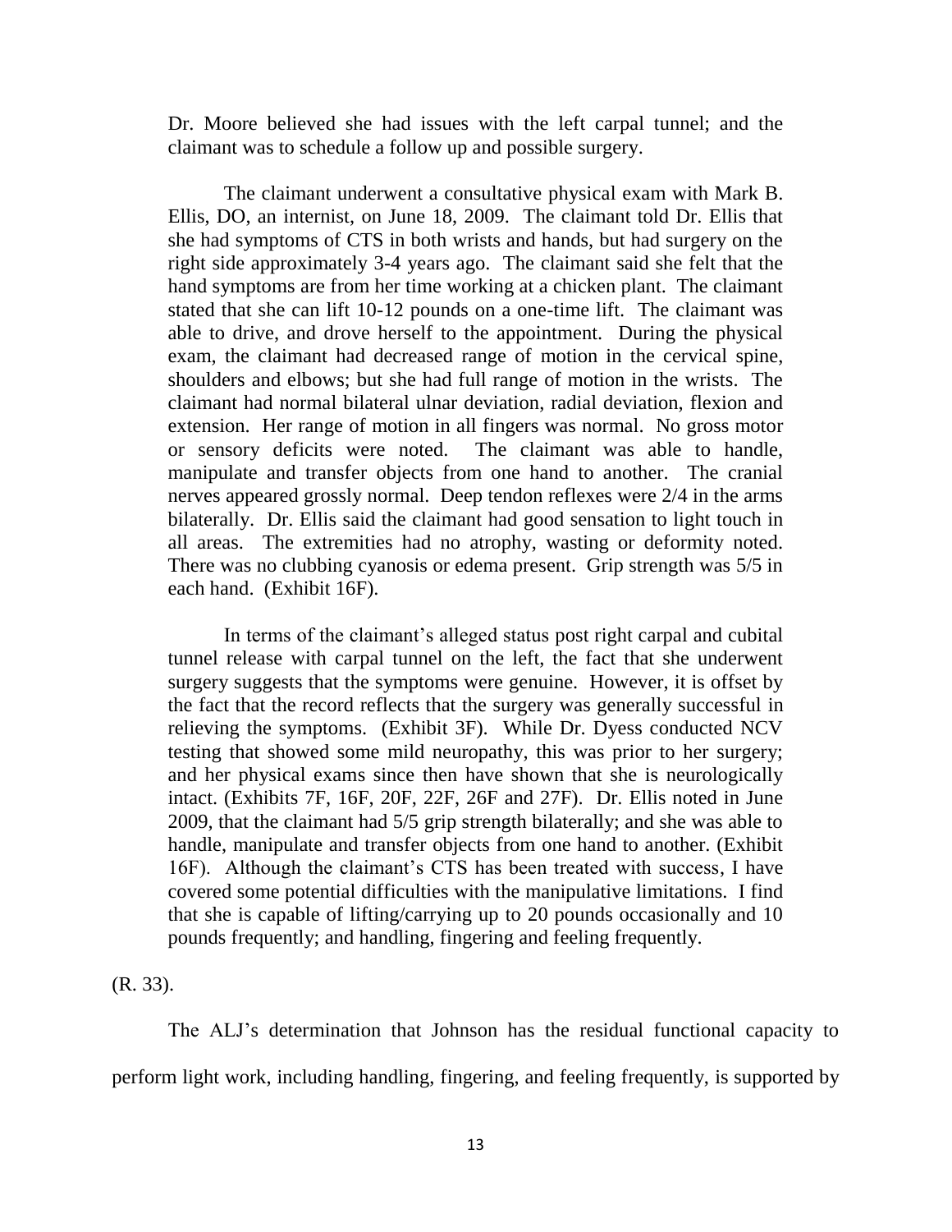Dr. Moore believed she had issues with the left carpal tunnel; and the claimant was to schedule a follow up and possible surgery.

The claimant underwent a consultative physical exam with Mark B. Ellis, DO, an internist, on June 18, 2009. The claimant told Dr. Ellis that she had symptoms of CTS in both wrists and hands, but had surgery on the right side approximately 3-4 years ago. The claimant said she felt that the hand symptoms are from her time working at a chicken plant. The claimant stated that she can lift 10-12 pounds on a one-time lift. The claimant was able to drive, and drove herself to the appointment. During the physical exam, the claimant had decreased range of motion in the cervical spine, shoulders and elbows; but she had full range of motion in the wrists. The claimant had normal bilateral ulnar deviation, radial deviation, flexion and extension. Her range of motion in all fingers was normal. No gross motor or sensory deficits were noted. The claimant was able to handle, manipulate and transfer objects from one hand to another. The cranial nerves appeared grossly normal. Deep tendon reflexes were 2/4 in the arms bilaterally. Dr. Ellis said the claimant had good sensation to light touch in all areas. The extremities had no atrophy, wasting or deformity noted. There was no clubbing cyanosis or edema present. Grip strength was 5/5 in each hand. (Exhibit 16F).

In terms of the claimant's alleged status post right carpal and cubital tunnel release with carpal tunnel on the left, the fact that she underwent surgery suggests that the symptoms were genuine. However, it is offset by the fact that the record reflects that the surgery was generally successful in relieving the symptoms. (Exhibit 3F). While Dr. Dyess conducted NCV testing that showed some mild neuropathy, this was prior to her surgery; and her physical exams since then have shown that she is neurologically intact. (Exhibits 7F, 16F, 20F, 22F, 26F and 27F). Dr. Ellis noted in June 2009, that the claimant had 5/5 grip strength bilaterally; and she was able to handle, manipulate and transfer objects from one hand to another. (Exhibit 16F). Although the claimant's CTS has been treated with success, I have covered some potential difficulties with the manipulative limitations. I find that she is capable of lifting/carrying up to 20 pounds occasionally and 10 pounds frequently; and handling, fingering and feeling frequently.

(R. 33).

The ALJ's determination that Johnson has the residual functional capacity to perform light work, including handling, fingering, and feeling frequently, is supported by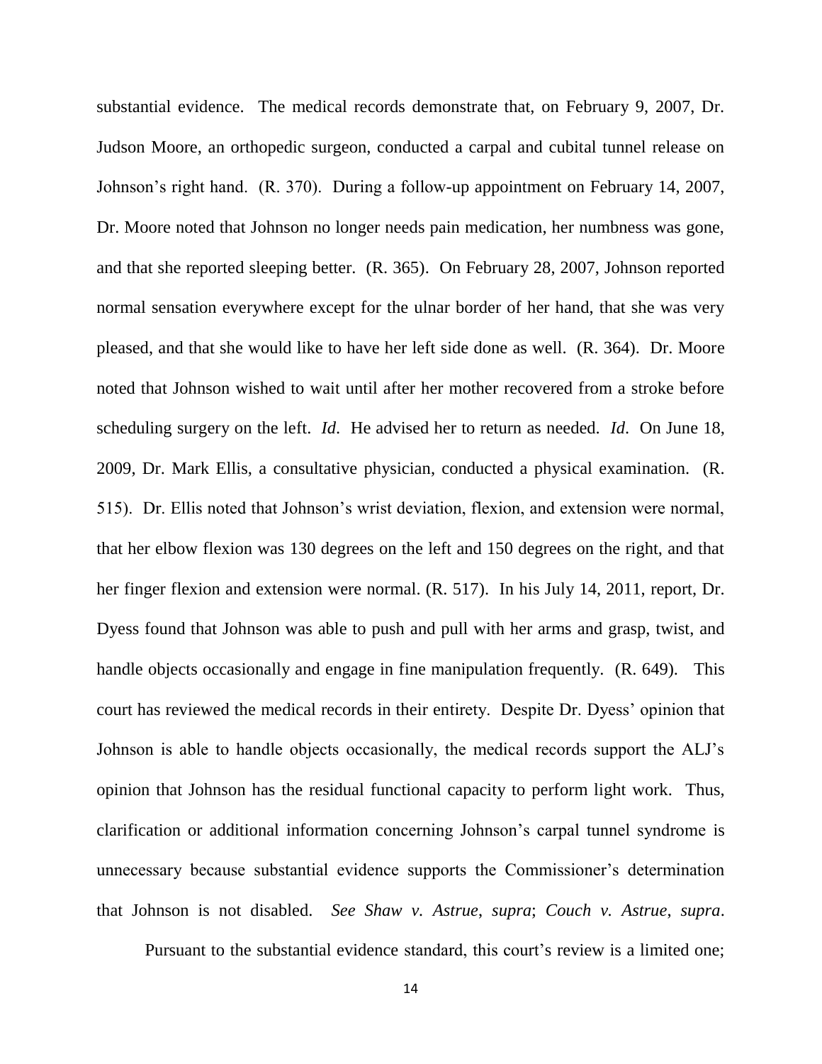substantial evidence. The medical records demonstrate that, on February 9, 2007, Dr. Judson Moore, an orthopedic surgeon, conducted a carpal and cubital tunnel release on Johnson's right hand. (R. 370). During a follow-up appointment on February 14, 2007, Dr. Moore noted that Johnson no longer needs pain medication, her numbness was gone, and that she reported sleeping better. (R. 365). On February 28, 2007, Johnson reported normal sensation everywhere except for the ulnar border of her hand, that she was very pleased, and that she would like to have her left side done as well. (R. 364). Dr. Moore noted that Johnson wished to wait until after her mother recovered from a stroke before scheduling surgery on the left. *Id*. He advised her to return as needed. *Id*. On June 18, 2009, Dr. Mark Ellis, a consultative physician, conducted a physical examination. (R. 515). Dr. Ellis noted that Johnson's wrist deviation, flexion, and extension were normal, that her elbow flexion was 130 degrees on the left and 150 degrees on the right, and that her finger flexion and extension were normal. (R. 517). In his July 14, 2011, report, Dr. Dyess found that Johnson was able to push and pull with her arms and grasp, twist, and handle objects occasionally and engage in fine manipulation frequently. (R. 649). This court has reviewed the medical records in their entirety. Despite Dr. Dyess' opinion that Johnson is able to handle objects occasionally, the medical records support the ALJ's opinion that Johnson has the residual functional capacity to perform light work. Thus, clarification or additional information concerning Johnson's carpal tunnel syndrome is unnecessary because substantial evidence supports the Commissioner's determination that Johnson is not disabled. *See Shaw v. Astrue*, *supra*; *Couch v. Astrue*, *supra*.

Pursuant to the substantial evidence standard, this court's review is a limited one;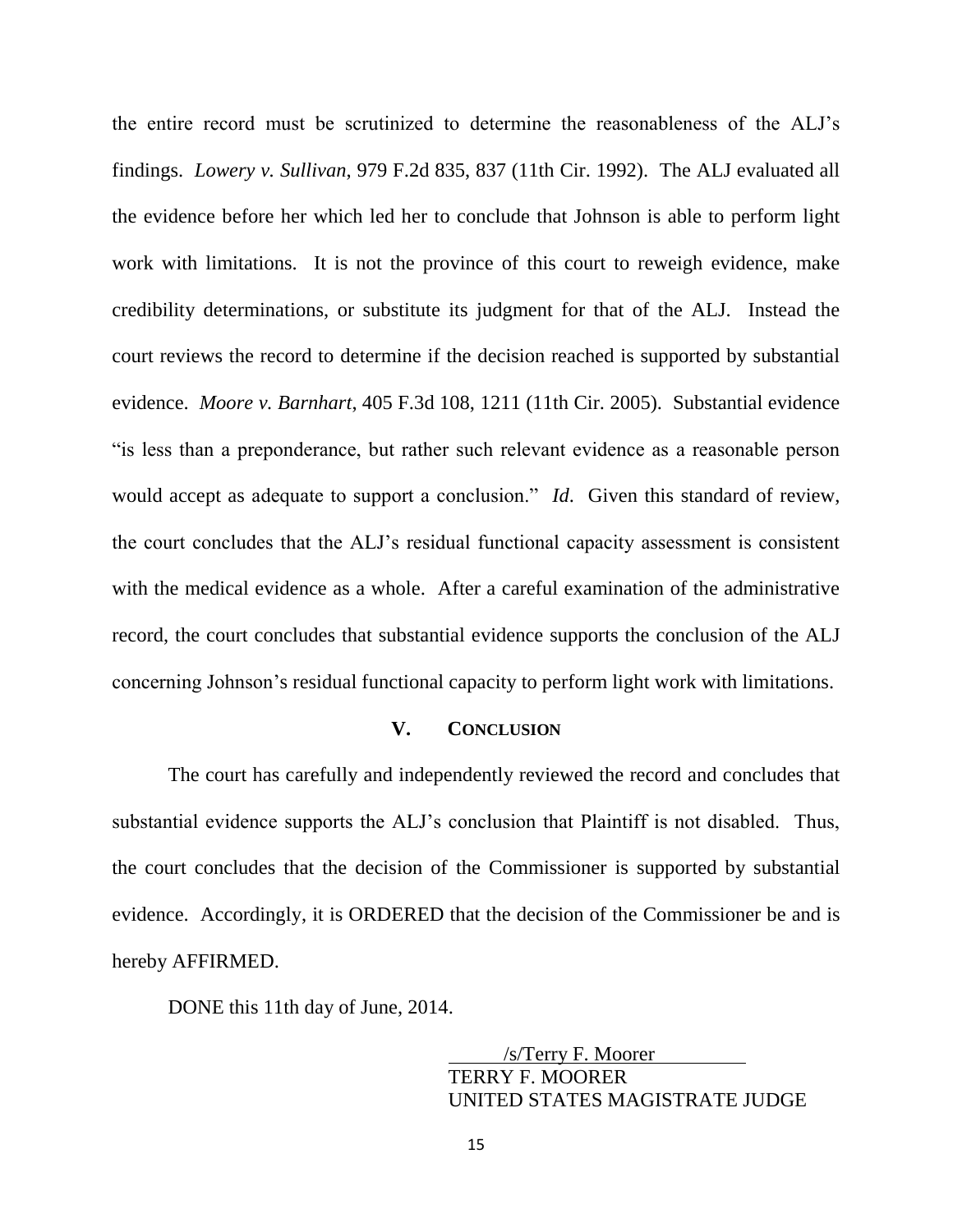the entire record must be scrutinized to determine the reasonableness of the ALJ's findings. *Lowery v. Sullivan*, 979 F.2d 835, 837 (11th Cir. 1992). The ALJ evaluated all the evidence before her which led her to conclude that Johnson is able to perform light work with limitations. It is not the province of this court to reweigh evidence, make credibility determinations, or substitute its judgment for that of the ALJ. Instead the court reviews the record to determine if the decision reached is supported by substantial evidence. *Moore v. Barnhart*, 405 F.3d 108, 1211 (11th Cir. 2005). Substantial evidence "is less than a preponderance, but rather such relevant evidence as a reasonable person would accept as adequate to support a conclusion." *Id*. Given this standard of review, the court concludes that the ALJ's residual functional capacity assessment is consistent with the medical evidence as a whole. After a careful examination of the administrative record, the court concludes that substantial evidence supports the conclusion of the ALJ concerning Johnson's residual functional capacity to perform light work with limitations.

## V. CONCLUSION

The court has carefully and independently reviewed the record and concludes that substantial evidence supports the ALJ's conclusion that Plaintiff is not disabled. Thus, the court concludes that the decision of the Commissioner is supported by substantial evidence. Accordingly, it is ORDERED that the decision of the Commissioner be and is hereby AFFIRMED.

DONE this 11th day of June, 2014.

/s/Terry F. Moorer
TERRY F. MOORER
UNITED STATES MAGISTRATE JUDGE